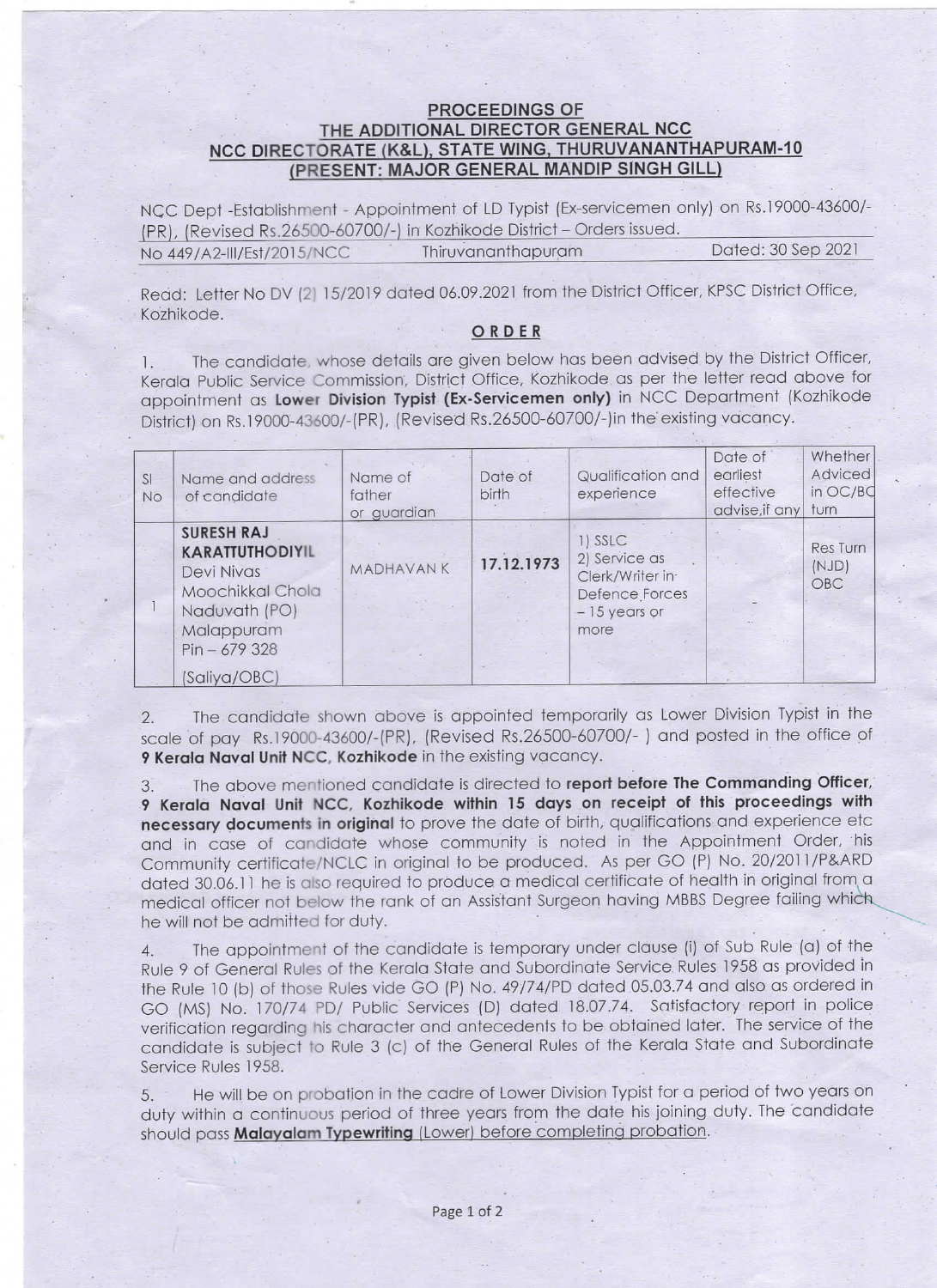## PROCEEDINGS OF
## THE ADDITIONAL DIRECTOR GENERAL NCC
## NCC DIRECTORATE (K&L), STATE WING, THURUVANANTHAPURAM-10
## (PRESENT: MAJOR GENERAL MANDIP SINGH GILL)

NCC Dept -Establishment - Appointment of LD Typist (Ex-servicemen only) on Rs.19000-43600/- (PR), (Revised Rs.26500-60700/-) in Kozhikode District – Orders issued.

No 449/A2-III/Est/2015/NCC Thiruvananthapuram Dated: 30 Sep 2021

Read: Letter No DV (2) 15/2019 dated 06.09.2021 from the District Officer, KPSC District Office, Kozhikode.

### ORDER

1. The candidate, whose details are given below has been advised by the District Officer, Kerala Public Service Commission, District Office, Kozhikode as per the letter read above for appointment as **Lower Division Typist (Ex-Servicemen only)** in NCC Department (Kozhikode District) on Rs.19000-43600/-(PR), (Revised Rs.26500-60700/-)in the existing vacancy.

| Sl No | Name and address of candidate | Name of father or guardian | Date of birth | Qualification and experience | Date of earliest effective advise,if any | Whether Adviced in OC/BC turn |
|---|---|---|---|---|---|---|
| 1 | **SURESH RAJ KARATTUTHODIYIL** Devi Nivas Moochikkal Chola Naduvath (PO) Malappuram Pin – 679 328 (Saliya/OBC) | MADHAVAN K | **17.12.1973** | 1) SSLC 2) Service as Clerk/Writer in Defence Forces – 15 years or more | - | Res Turn (NJD) OBC |

2. The candidate shown above is appointed temporarily as Lower Division Typist in the scale of pay Rs.19000-43600/-(PR), (Revised Rs.26500-60700/- ) and posted in the office of **9 Kerala Naval Unit NCC, Kozhikode** in the existing vacancy.

3. The above mentioned candidate is directed to **report before The Commanding Officer, 9 Kerala Naval Unit NCC, Kozhikode within 15 days on receipt of this proceedings with necessary documents in original** to prove the date of birth, qualifications and experience etc and in case of candidate whose community is noted in the Appointment Order, his Community certificate/NCLC in original to be produced. As per GO (P) No. 20/2011/P&ARD dated 30.06.11 he is also required to produce a medical certificate of health in original from a medical officer not below the rank of an Assistant Surgeon having MBBS Degree failing which he will not be admitted for duty.

4. The appointment of the candidate is temporary under clause (i) of Sub Rule (a) of the Rule 9 of General Rules of the Kerala State and Subordinate Service Rules 1958 as provided in the Rule 10 (b) of those Rules vide GO (P) No. 49/74/PD dated 05.03.74 and also as ordered in GO (MS) No. 170/74 PD/ Public Services (D) dated 18.07.74. Satisfactory report in police verification regarding his character and antecedents to be obtained later. The service of the candidate is subject to Rule 3 (c) of the General Rules of the Kerala State and Subordinate Service Rules 1958.

5. He will be on probation in the cadre of Lower Division Typist for a period of two years on duty within a continuous period of three years from the date his joining duty. The candidate should pass **Malayalam Typewriting** (Lower) before completing probation.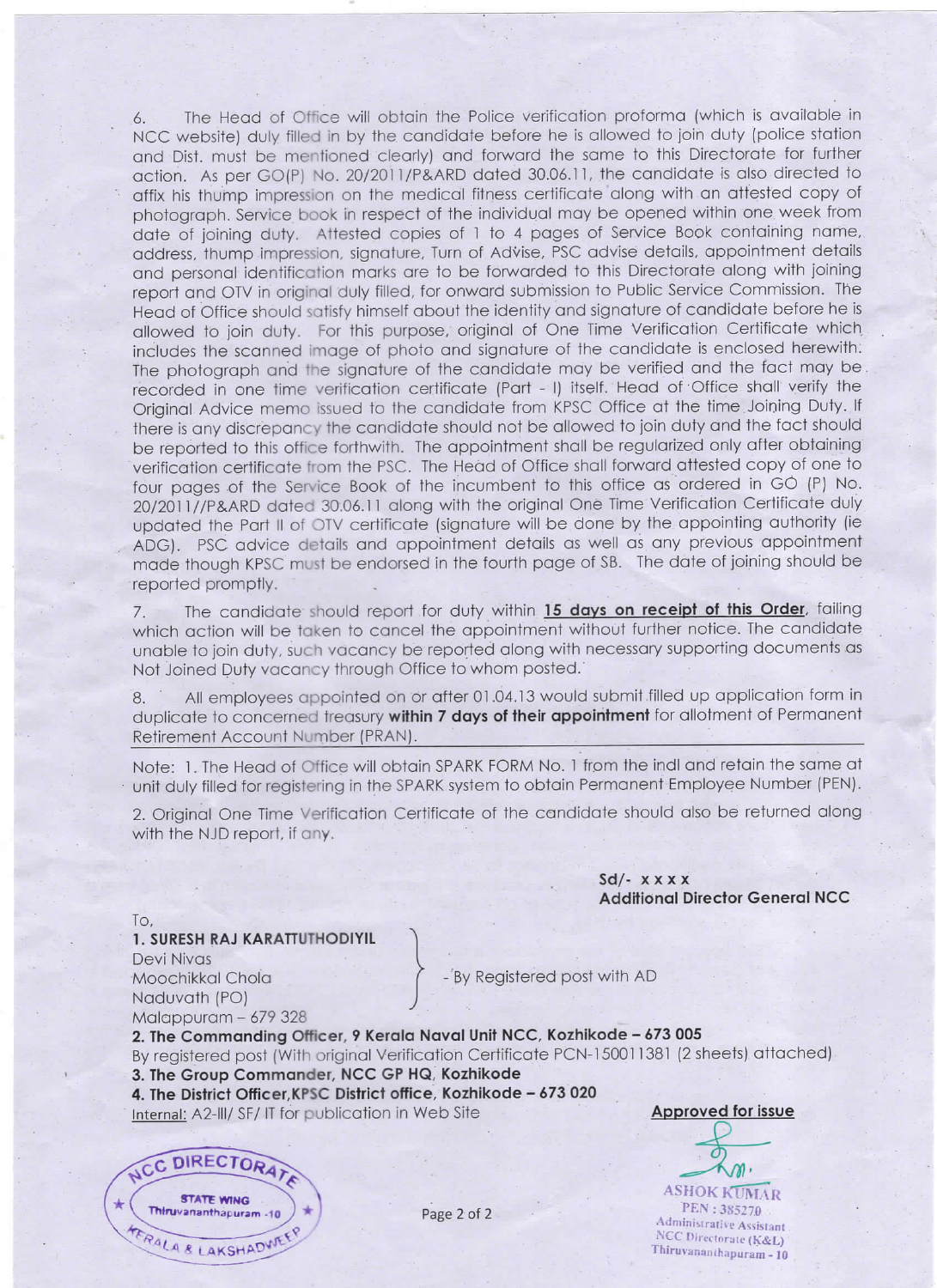6. The Head of Office will obtain the Police verification proforma (which is available in NCC website) duly filled in by the candidate before he is allowed to join duty (police station and Dist. must be mentioned clearly) and forward the same to this Directorate for further action. As per GO(P) No. 20/2011/P&ARD dated 30.06.11, the candidate is also directed to affix his thump impression on the medical fitness certificate along with an attested copy of photograph. Service book in respect of the individual may be opened within one week from date of joining duty. Attested copies of 1 to 4 pages of Service Book containing name, address, thump impression, signature, Turn of Advise, PSC advise details, appointment details and personal identification marks are to be forwarded to this Directorate along with joining report and OTV in original duly filled, for onward submission to Public Service Commission. The Head of Office should satisfy himself about the identity and signature of candidate before he is allowed to join duty. For this purpose, original of One Time Verification Certificate which includes the scanned image of photo and signature of the candidate is enclosed herewith. The photograph and the signature of the candidate may be verified and the fact may be recorded in one time verification certificate (Part - I) itself. Head of Office shall verify the Original Advice memo issued to the candidate from KPSC Office at the time Joining Duty. If there is any discrepancy the candidate should not be allowed to join duty and the fact should be reported to this office forthwith. The appointment shall be regularized only after obtaining verification certificate from the PSC. The Head of Office shall forward attested copy of one to four pages of the Service Book of the incumbent to this office as ordered in GO (P) No. 20/2011//P&ARD dated 30.06.11 along with the original One Time Verification Certificate duly updated the Part II of OTV certificate (signature will be done by the appointing authority (ie ADG). PSC advice details and appointment details as well as any previous appointment made though KPSC must be endorsed in the fourth page of SB. The date of joining should be reported promptly.

7. The candidate should report for duty within **15 days on receipt of this Order**, failing which action will be taken to cancel the appointment without further notice. The candidate unable to join duty, such vacancy be reported along with necessary supporting documents as Not Joined Duty vacancy through Office to whom posted.

8. All employees appointed on or after 01.04.13 would submit filled up application form in duplicate to concerned treasury **within 7 days of their appointment** for allotment of Permanent Retirement Account Number (PRAN).

Note: 1. The Head of Office will obtain SPARK FORM No. 1 from the indl and retain the same at unit duly filled for registering in the SPARK system to obtain Permanent Employee Number (PEN).

2. Original One Time Verification Certificate of the candidate should also be returned along with the NJD report, if any.

**Sd/- x x x x**
**Additional Director General NCC**

To,

**1. SURESH RAJ KARATTUTHODIYIL**
Devi Nivas
Moochikkal Chola
Naduvath (PO)
Malappuram – 679 328

} - By Registered post with AD

**2. The Commanding Officer, 9 Kerala Naval Unit NCC, Kozhikode – 673 005**
By registered post (With original Verification Certificate PCN-150011381 (2 sheets) attached)

**3. The Group Commander, NCC GP HQ, Kozhikode**

**4. The District Officer, KPSC District office, Kozhikode – 673 020**

Internal: A2-III/ SF/ IT for publication in Web Site

**Approved for issue**

ASHOK KUMAR
PEN : 385270
Administrative Assistant
NCC Directorate (K&L)
Thiruvananthapuram - 10

NCC DIRECTORATE
STATE WING
Thiruvananthapuram -10
KERALA & LAKSHADWEEP